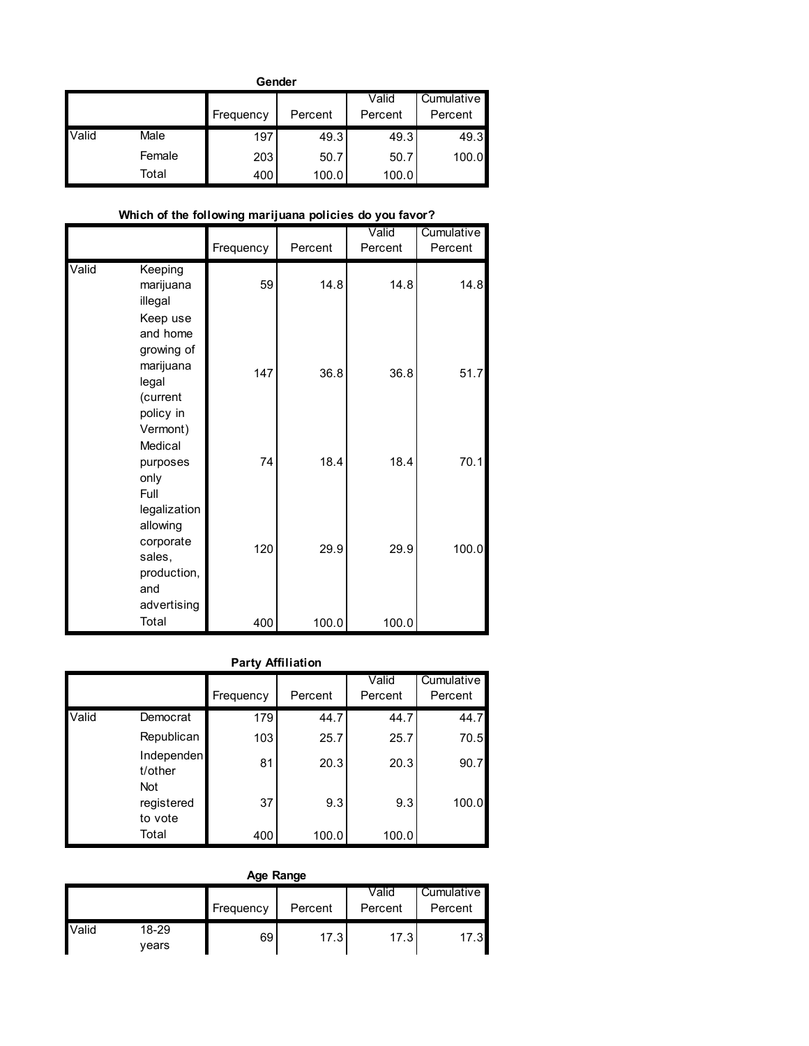**Gender**

| | | Frequency | Percent | Valid Percent | Cumulative Percent |
|---|---|---|---|---|---|
| Valid | Male | 197 | 49.3 | 49.3 | 49.3 |
| | Female | 203 | 50.7 | 50.7 | 100.0 |
| | Total | 400 | 100.0 | 100.0 | |

**Which of the following marijuana policies do you favor?**

| | | Frequency | Percent | Valid Percent | Cumulative Percent |
|---|---|---|---|---|---|
| Valid | Keeping marijuana illegal | 59 | 14.8 | 14.8 | 14.8 |
| | Keep use and home growing of marijuana legal (current policy in Vermont) | 147 | 36.8 | 36.8 | 51.7 |
| | Medical purposes only | 74 | 18.4 | 18.4 | 70.1 |
| | Full legalization allowing corporate sales, production, and advertising | 120 | 29.9 | 29.9 | 100.0 |
| | Total | 400 | 100.0 | 100.0 | |

**Party Affiliation**

| | | Frequency | Percent | Valid Percent | Cumulative Percent |
|---|---|---|---|---|---|
| Valid | Democrat | 179 | 44.7 | 44.7 | 44.7 |
| | Republican | 103 | 25.7 | 25.7 | 70.5 |
| | Independent/other | 81 | 20.3 | 20.3 | 90.7 |
| | Not registered to vote | 37 | 9.3 | 9.3 | 100.0 |
| | Total | 400 | 100.0 | 100.0 | |

**Age Range**

| | | Frequency | Percent | Valid Percent | Cumulative Percent |
|---|---|---|---|---|---|
| Valid | 18-29 years | 69 | 17.3 | 17.3 | 17.3 |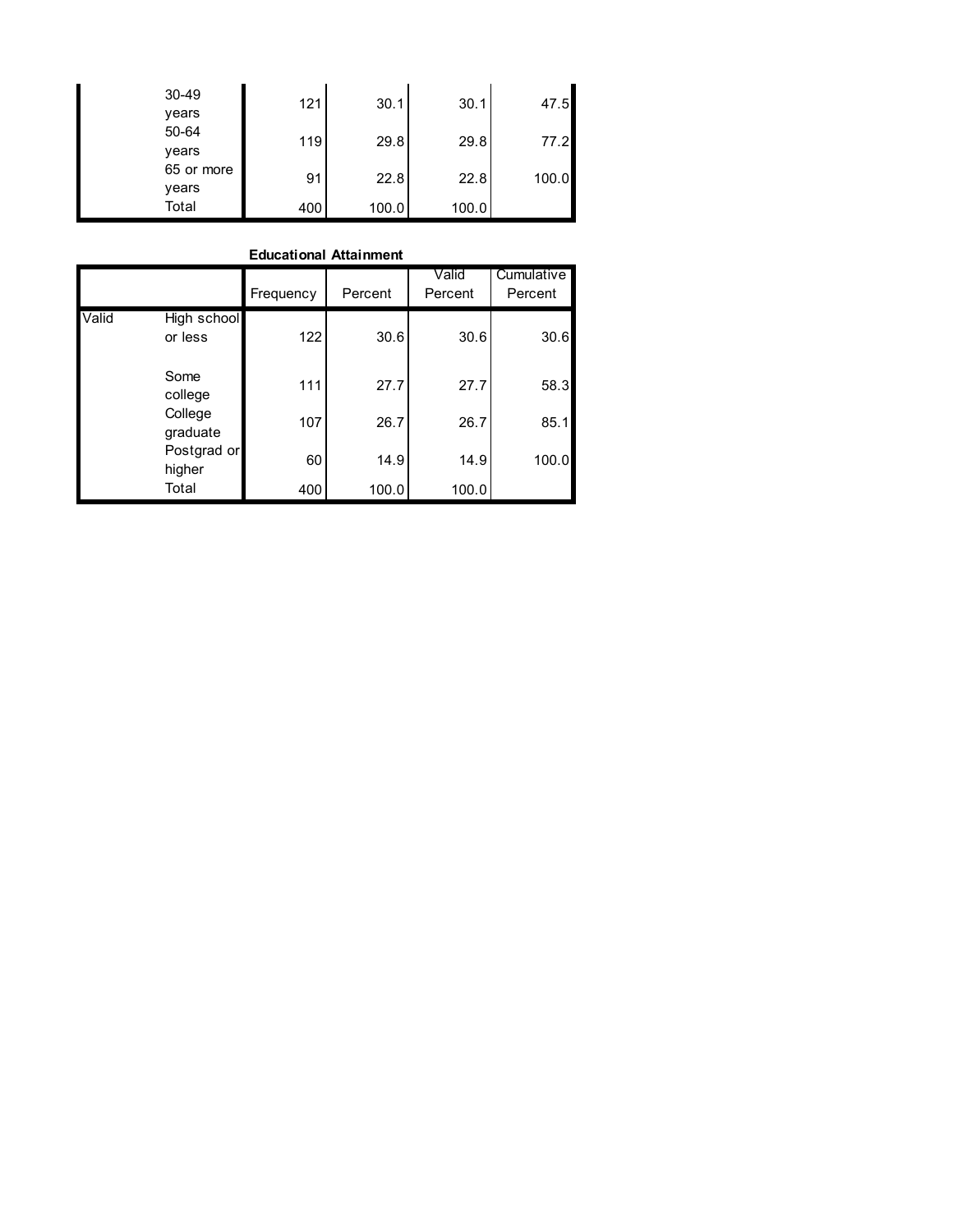| | | Frequency | Percent | Valid Percent | Cumulative Percent |
|---|---|---|---|---|---|
| | 30-49 years | 121 | 30.1 | 30.1 | 47.5 |
| | 50-64 years | 119 | 29.8 | 29.8 | 77.2 |
| | 65 or more years | 91 | 22.8 | 22.8 | 100.0 |
| | Total | 400 | 100.0 | 100.0 | |

**Educational Attainment**

| | | Frequency | Percent | Valid Percent | Cumulative Percent |
|---|---|---|---|---|---|
| Valid | High school or less | 122 | 30.6 | 30.6 | 30.6 |
| | Some college | 111 | 27.7 | 27.7 | 58.3 |
| | College graduate | 107 | 26.7 | 26.7 | 85.1 |
| | Postgrad or higher | 60 | 14.9 | 14.9 | 100.0 |
| | Total | 400 | 100.0 | 100.0 | |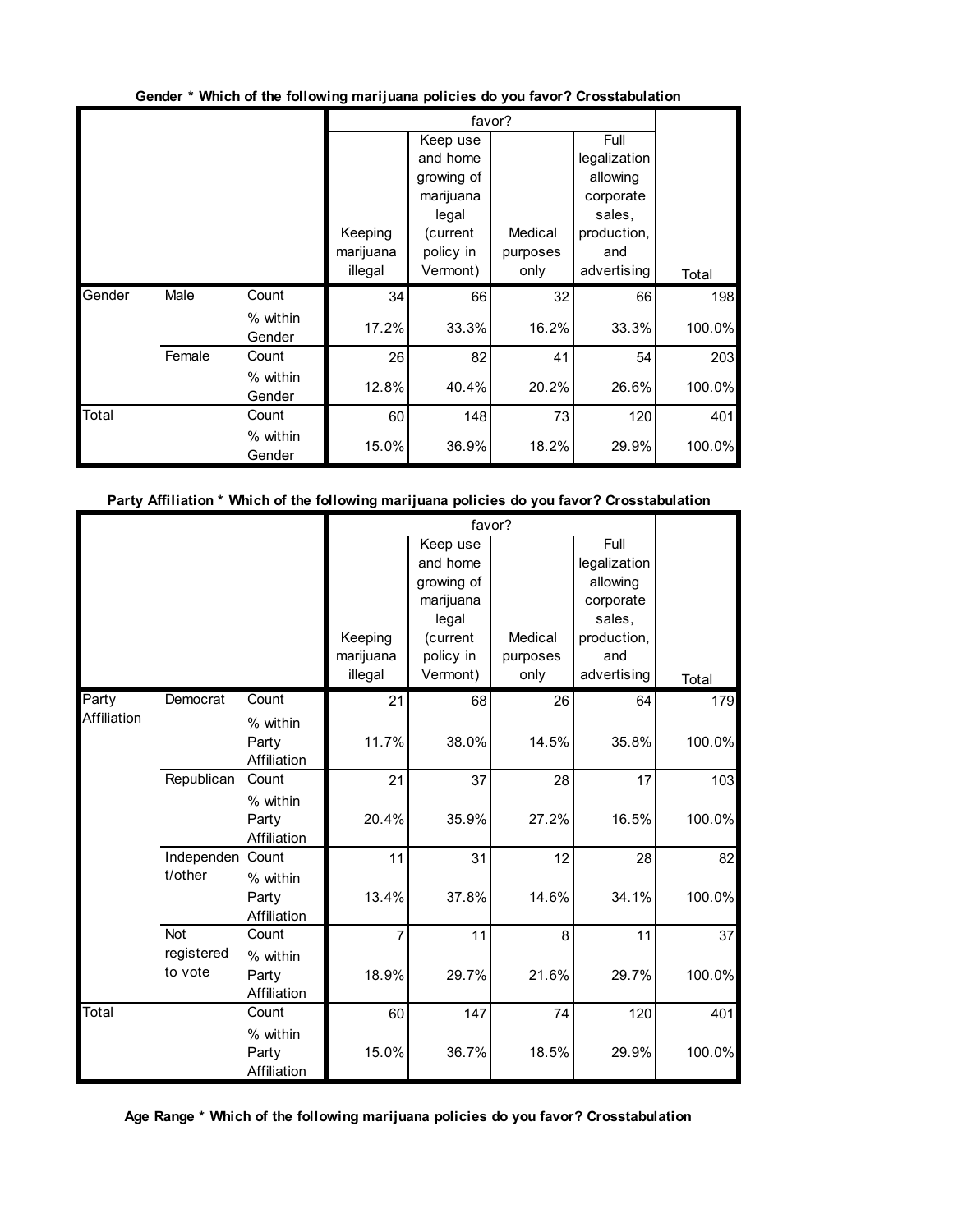**Gender * Which of the following marijuana policies do you favor? Crosstabulation**

| | | | favor? | | | | |
|---|---|---|---|---|---|---|---|
| | | | Keeping marijuana illegal | Keep use and home growing of marijuana legal (current policy in Vermont) | Medical purposes only | Full legalization allowing corporate sales, production, and advertising | Total |
| Gender | Male | Count | 34 | 66 | 32 | 66 | 198 |
| | | % within Gender | 17.2% | 33.3% | 16.2% | 33.3% | 100.0% |
| | Female | Count | 26 | 82 | 41 | 54 | 203 |
| | | % within Gender | 12.8% | 40.4% | 20.2% | 26.6% | 100.0% |
| Total | | Count | 60 | 148 | 73 | 120 | 401 |
| | | % within Gender | 15.0% | 36.9% | 18.2% | 29.9% | 100.0% |

**Party Affiliation * Which of the following marijuana policies do you favor? Crosstabulation**

| | | | favor? | | | | |
|---|---|---|---|---|---|---|---|
| | | | Keeping marijuana illegal | Keep use and home growing of marijuana legal (current policy in Vermont) | Medical purposes only | Full legalization allowing corporate sales, production, and advertising | Total |
| Party Affiliation | Democrat | Count | 21 | 68 | 26 | 64 | 179 |
| | | % within Party Affiliation | 11.7% | 38.0% | 14.5% | 35.8% | 100.0% |
| | Republican | Count | 21 | 37 | 28 | 17 | 103 |
| | | % within Party Affiliation | 20.4% | 35.9% | 27.2% | 16.5% | 100.0% |
| | Independent/other | Count | 11 | 31 | 12 | 28 | 82 |
| | | % within Party Affiliation | 13.4% | 37.8% | 14.6% | 34.1% | 100.0% |
| | Not registered to vote | Count | 7 | 11 | 8 | 11 | 37 |
| | | % within Party Affiliation | 18.9% | 29.7% | 21.6% | 29.7% | 100.0% |
| Total | | Count | 60 | 147 | 74 | 120 | 401 |
| | | % within Party Affiliation | 15.0% | 36.7% | 18.5% | 29.9% | 100.0% |

**Age Range * Which of the following marijuana policies do you favor? Crosstabulation**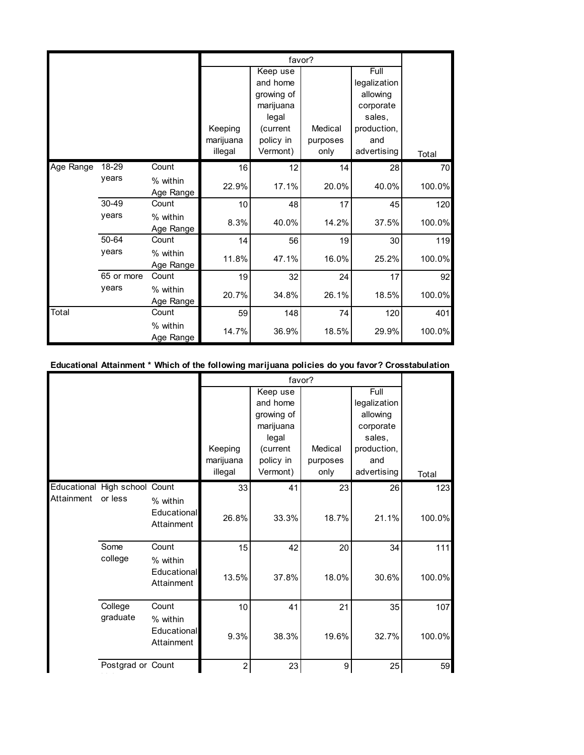| | | | favor? | | | | |
|---|---|---|---|---|---|---|---|
| | | | Keeping marijuana illegal | Keep use and home growing of marijuana legal (current policy in Vermont) | Medical purposes only | Full legalization allowing corporate sales, production, and advertising | Total |
| Age Range | 18-29 years | Count | 16 | 12 | 14 | 28 | 70 |
| | | % within Age Range | 22.9% | 17.1% | 20.0% | 40.0% | 100.0% |
| | 30-49 years | Count | 10 | 48 | 17 | 45 | 120 |
| | | % within Age Range | 8.3% | 40.0% | 14.2% | 37.5% | 100.0% |
| | 50-64 years | Count | 14 | 56 | 19 | 30 | 119 |
| | | % within Age Range | 11.8% | 47.1% | 16.0% | 25.2% | 100.0% |
| | 65 or more years | Count | 19 | 32 | 24 | 17 | 92 |
| | | % within Age Range | 20.7% | 34.8% | 26.1% | 18.5% | 100.0% |
| Total | | Count | 59 | 148 | 74 | 120 | 401 |
| | | % within Age Range | 14.7% | 36.9% | 18.5% | 29.9% | 100.0% |

**Educational Attainment * Which of the following marijuana policies do you favor? Crosstabulation**

| | | | favor? | | | | |
|---|---|---|---|---|---|---|---|
| | | | Keeping marijuana illegal | Keep use and home growing of marijuana legal (current policy in Vermont) | Medical purposes only | Full legalization allowing corporate sales, production, and advertising | Total |
| Educational Attainment | High school or less | Count | 33 | 41 | 23 | 26 | 123 |
| | | % within Educational Attainment | 26.8% | 33.3% | 18.7% | 21.1% | 100.0% |
| | Some college | Count | 15 | 42 | 20 | 34 | 111 |
| | | % within Educational Attainment | 13.5% | 37.8% | 18.0% | 30.6% | 100.0% |
| | College graduate | Count | 10 | 41 | 21 | 35 | 107 |
| | | % within Educational Attainment | 9.3% | 38.3% | 19.6% | 32.7% | 100.0% |
| | Postgrad or | Count | 2 | 23 | 9 | 25 | 59 |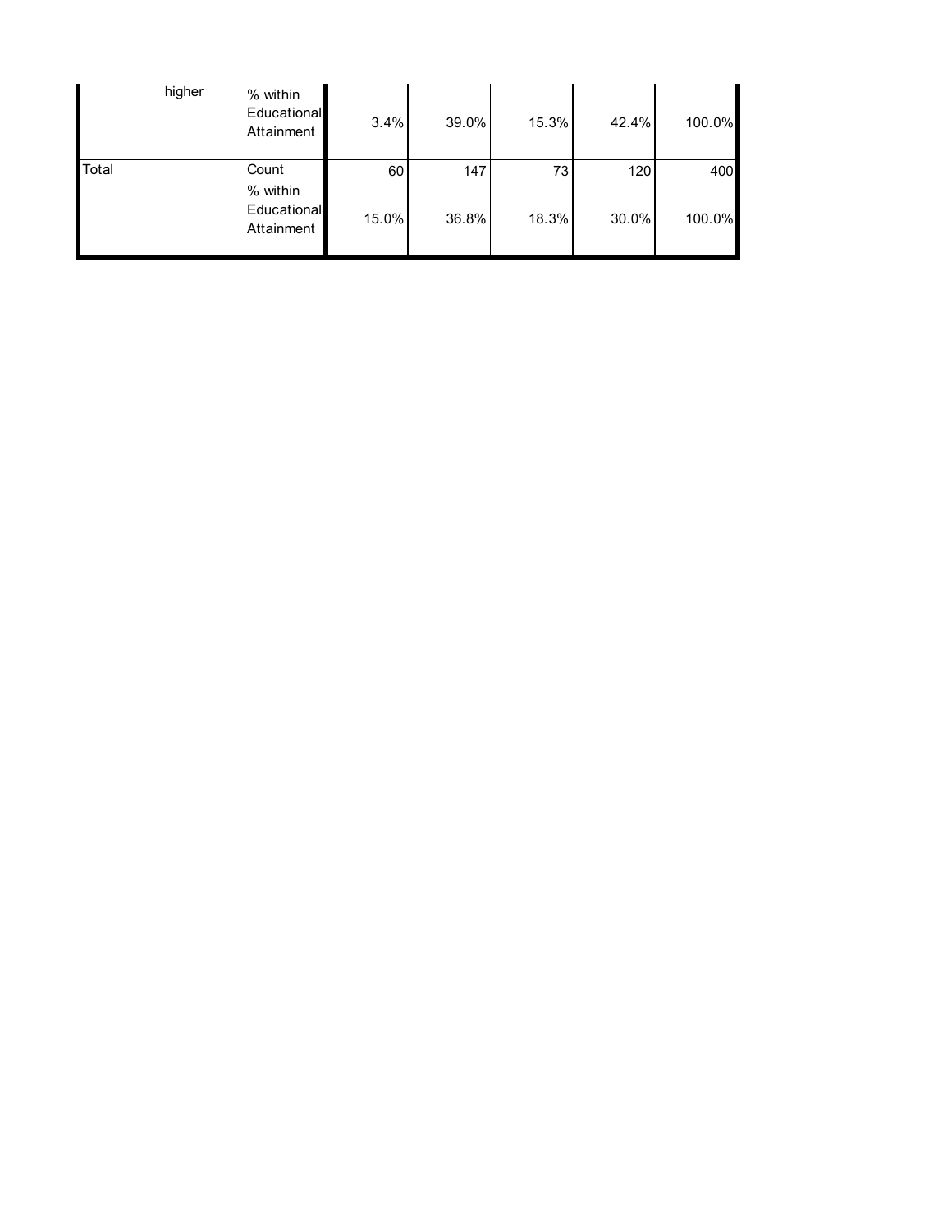| | | | | | | | |
|---|---|---|---|---|---|---|---|
| | higher | % within Educational Attainment | 3.4% | 39.0% | 15.3% | 42.4% | 100.0% |
| Total | | Count | 60 | 147 | 73 | 120 | 400 |
| | | % within Educational Attainment | 15.0% | 36.8% | 18.3% | 30.0% | 100.0% |